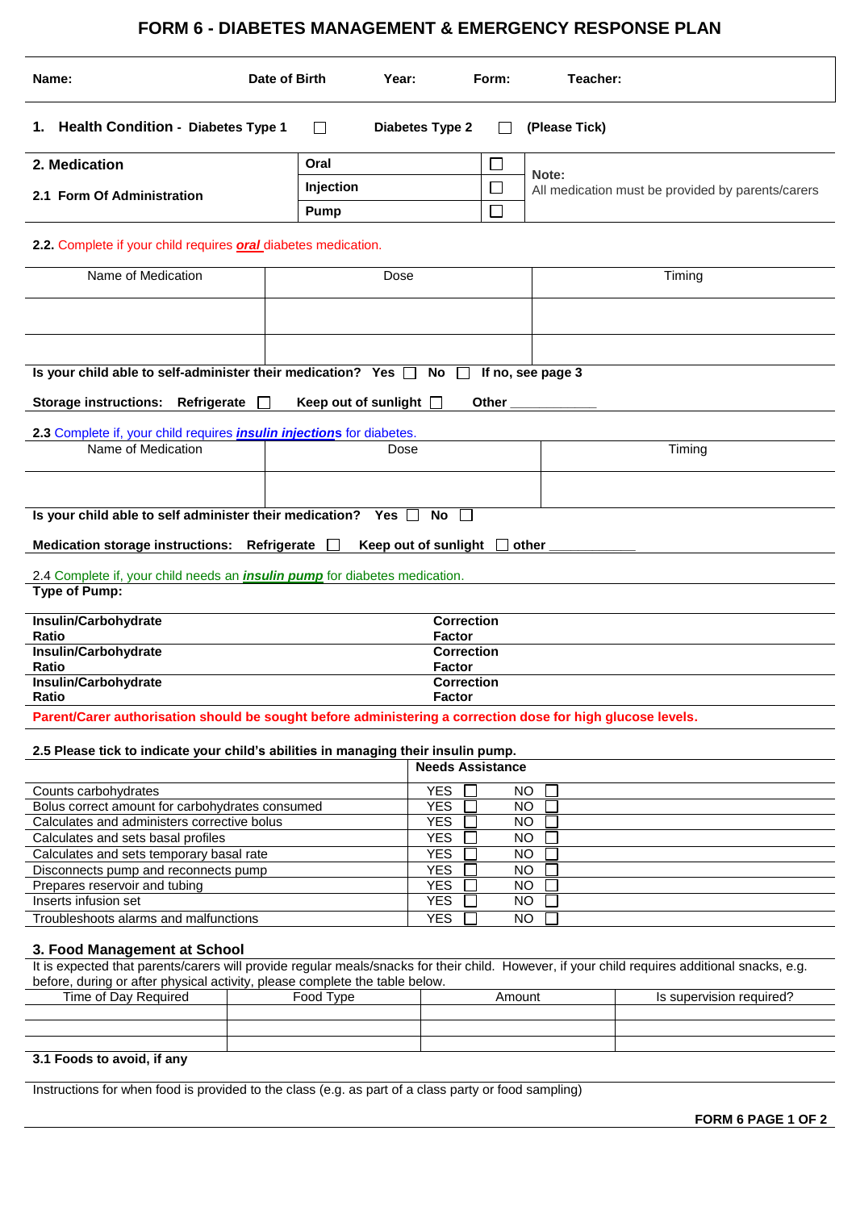# FORM 6 - DIABETES MANAGEMENT & EMERGENCY RESPONSE PLAN

| Name: | Date of Birth | Year: | Form: | Teacher: |
|---|---|---|---|---|

**1. Health Condition - Diabetes Type 1** ☐ **Diabetes Type 2** ☐ **(Please Tick)**

| **2. Medication** | **Oral** | ☐ | **Note:** All medication must be provided by parents/carers |
|---|---|---|---|
| **2.1 Form Of Administration** | **Injection** | ☐ | |
| | **Pump** | ☐ | |

**2.2.** Complete if your child requires ***oral*** diabetes medication.

| Name of Medication | Dose | Timing |
|---|---|---|
| | | |
| | | |

**Is your child able to self-administer their medication? Yes** ☐ **No** ☐ **If no, see page 3**

**Storage instructions: Refrigerate** ☐ **Keep out of sunlight** ☐ **Other** ____________

**2.3** Complete if, your child requires ***insulin injections*** for diabetes.

| Name of Medication | Dose | Timing |
|---|---|---|
| | | |

**Is your child able to self administer their medication? Yes** ☐ **No** ☐

**Medication storage instructions: Refrigerate** ☐ **Keep out of sunlight** ☐ **other** ____________

2.4 Complete if, your child needs an ***insulin pump*** for diabetes medication.

**Type of Pump:**

| **Insulin/Carbohydrate Ratio** | **Correction Factor** |
|---|---|
| **Insulin/Carbohydrate Ratio** | **Correction Factor** |
| **Insulin/Carbohydrate Ratio** | **Correction Factor** |

**Parent/Carer authorisation should be sought before administering a correction dose for high glucose levels.**

**2.5 Please tick to indicate your child's abilities in managing their insulin pump.**

| | **Needs Assistance** | |
|---|---|---|
| Counts carbohydrates | YES ☐ | NO ☐ |
| Bolus correct amount for carbohydrates consumed | YES ☐ | NO ☐ |
| Calculates and administers corrective bolus | YES ☐ | NO ☐ |
| Calculates and sets basal profiles | YES ☐ | NO ☐ |
| Calculates and sets temporary basal rate | YES ☐ | NO ☐ |
| Disconnects pump and reconnects pump | YES ☐ | NO ☐ |
| Prepares reservoir and tubing | YES ☐ | NO ☐ |
| Inserts infusion set | YES ☐ | NO ☐ |
| Troubleshoots alarms and malfunctions | YES ☐ | NO ☐ |

## 3. Food Management at School

It is expected that parents/carers will provide regular meals/snacks for their child. However, if your child requires additional snacks, e.g. before, during or after physical activity, please complete the table below.

| Time of Day Required | Food Type | Amount | Is supervision required? |
|---|---|---|---|
| | | | |
| | | | |
| | | | |

**3.1 Foods to avoid, if any**

Instructions for when food is provided to the class (e.g. as part of a class party or food sampling)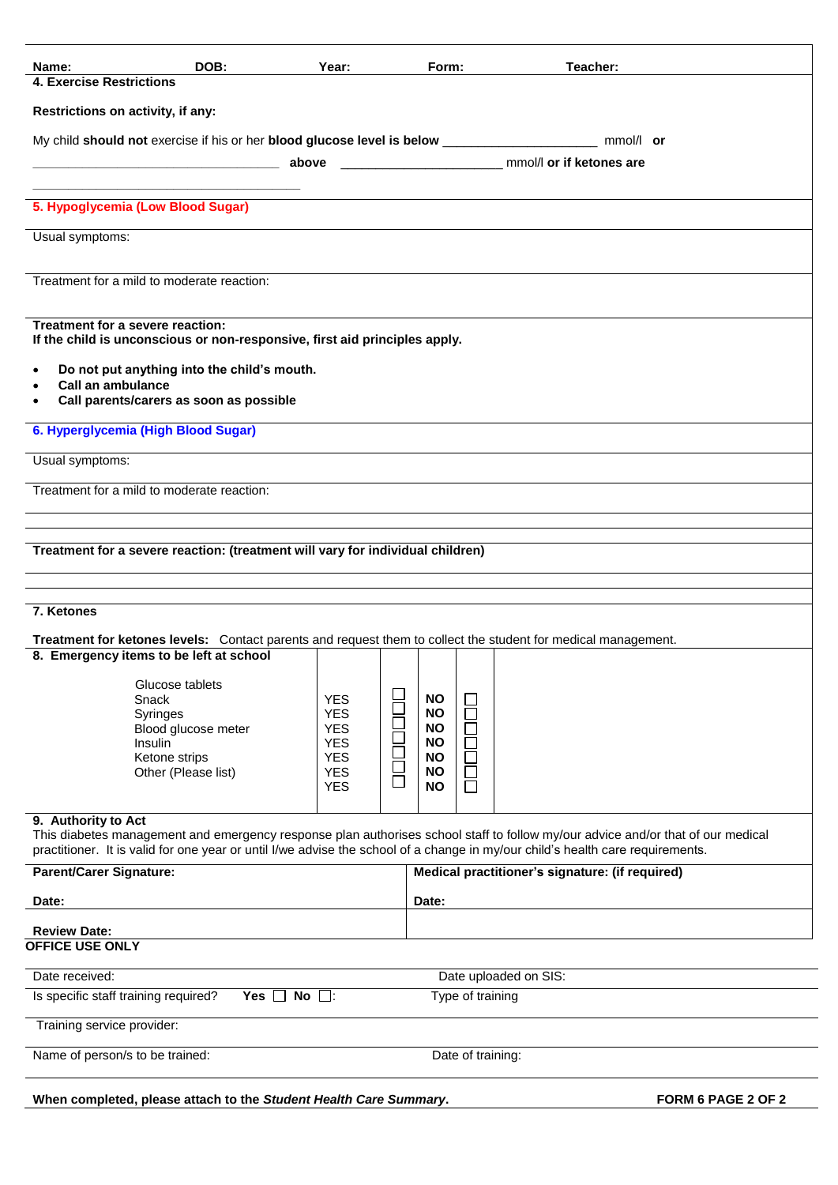**Name:** **DOB:** **Year:** **Form:** **Teacher:**

**4. Exercise Restrictions**

**Restrictions on activity, if any:**

My child **should not** exercise if his or her **blood glucose level is below** ____________________ mmol/l **or**

________________________________ **above** ______________________ mmol/l **or if ketones are**

________________________________

**5. Hypoglycemia (Low Blood Sugar)**

Usual symptoms:

Treatment for a mild to moderate reaction:

**Treatment for a severe reaction:**
**If the child is unconscious or non-responsive, first aid principles apply.**

- **Do not put anything into the child's mouth.**
- **Call an ambulance**
- **Call parents/carers as soon as possible**

**6. Hyperglycemia (High Blood Sugar)**

Usual symptoms:

Treatment for a mild to moderate reaction:

**Treatment for a severe reaction: (treatment will vary for individual children)**

**7. Ketones**

**Treatment for ketones levels:** Contact parents and request them to collect the student for medical management.

**8. Emergency items to be left at school**

| | | | | |
|---|---|---|---|---|
| Glucose tablets | YES | ☐ | **NO** | ☐ |
| Snack | YES | ☐ | **NO** | ☐ |
| Syringes | YES | ☐ | **NO** | ☐ |
| Blood glucose meter | YES | ☐ | **NO** | ☐ |
| Insulin | YES | ☐ | **NO** | ☐ |
| Ketone strips | YES | ☐ | **NO** | ☐ |
| Other (Please list) | YES | ☐ | **NO** | ☐ |

**9. Authority to Act**
This diabetes management and emergency response plan authorises school staff to follow my/our advice and/or that of our medical practitioner. It is valid for one year or until I/we advise the school of a change in my/our child's health care requirements.

| | |
|---|---|
| **Parent/Carer Signature:** | **Medical practitioner's signature: (if required)** |
| **Date:** | **Date:** |
| **Review Date:** | |

**OFFICE USE ONLY**

| | |
|---|---|
| Date received: | Date uploaded on SIS: |
| Is specific staff training required? **Yes** ☐ **No** ☐: | Type of training |
| Training service provider: | |
| Name of person/s to be trained: | Date of training: |

**When completed, please attach to the *Student Health Care Summary*.** **FORM 6 PAGE 2 OF 2**